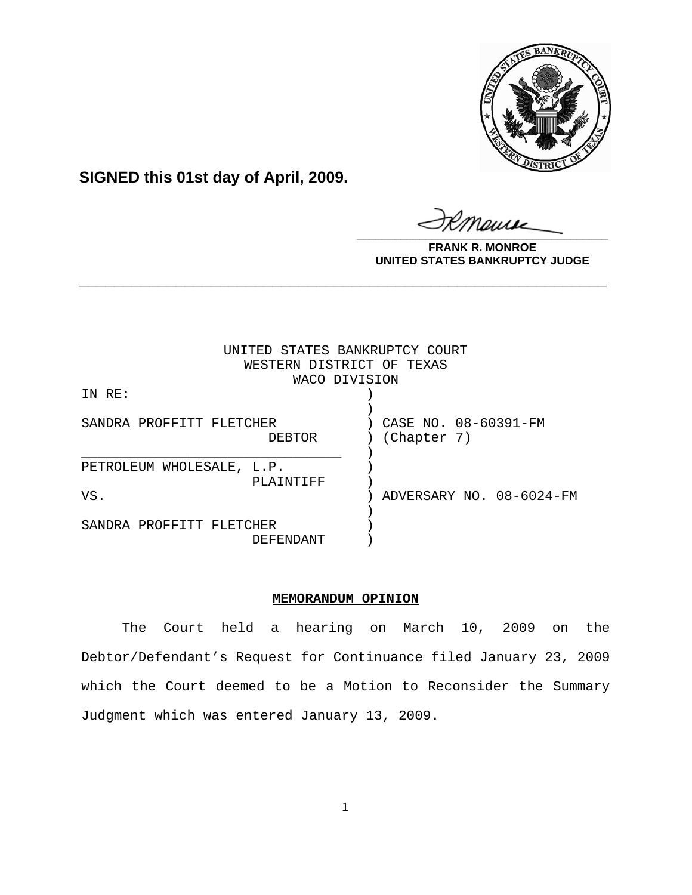**SIGNED this 01st day of April, 2009.**

**FRANK R. MONROE**
**UNITED STATES BANKRUPTCY JUDGE**

---

UNITED STATES BANKRUPTCY COURT
WESTERN DISTRICT OF TEXAS
WACO DIVISION

| | | |
|---|---|---|
| IN RE: | ) | |
| | ) | |
| SANDRA PROFFITT FLETCHER | ) | CASE NO. 08-60391-FM |
| DEBTOR | ) | (Chapter 7) |
| | ) | |
| PETROLEUM WHOLESALE, L.P. | ) | |
| PLAINTIFF | ) | |
| VS. | ) | ADVERSARY NO. 08-6024-FM |
| | ) | |
| SANDRA PROFFITT FLETCHER | ) | |
| DEFENDANT | ) | |

**MEMORANDUM OPINION**

The Court held a hearing on March 10, 2009 on the Debtor/Defendant's Request for Continuance filed January 23, 2009 which the Court deemed to be a Motion to Reconsider the Summary Judgment which was entered January 13, 2009.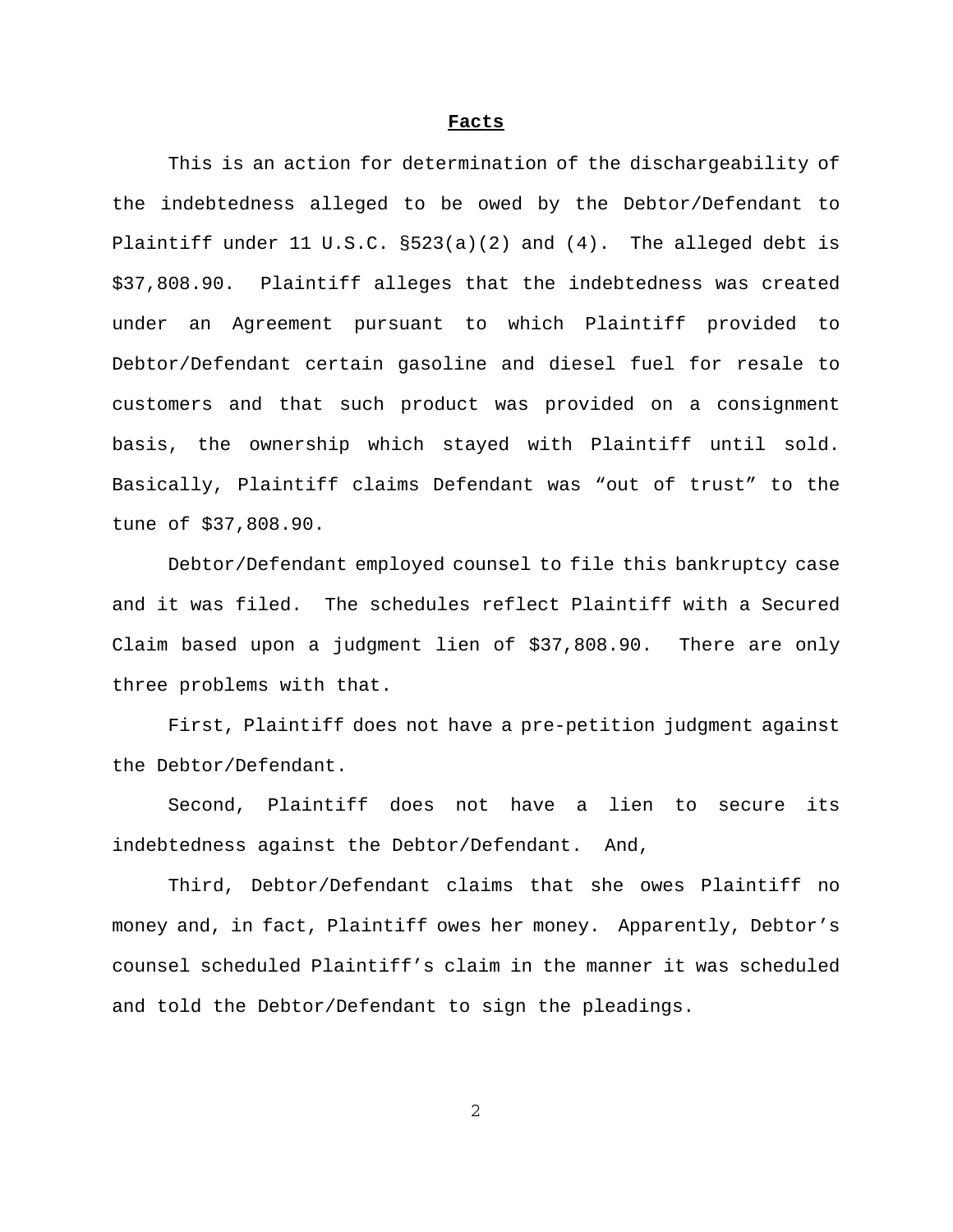## Facts

This is an action for determination of the dischargeability of the indebtedness alleged to be owed by the Debtor/Defendant to Plaintiff under 11 U.S.C. §523(a)(2) and (4). The alleged debt is $37,808.90. Plaintiff alleges that the indebtedness was created under an Agreement pursuant to which Plaintiff provided to Debtor/Defendant certain gasoline and diesel fuel for resale to customers and that such product was provided on a consignment basis, the ownership which stayed with Plaintiff until sold. Basically, Plaintiff claims Defendant was "out of trust" to the tune of $37,808.90.

Debtor/Defendant employed counsel to file this bankruptcy case and it was filed. The schedules reflect Plaintiff with a Secured Claim based upon a judgment lien of $37,808.90. There are only three problems with that.

First, Plaintiff does not have a pre-petition judgment against the Debtor/Defendant.

Second, Plaintiff does not have a lien to secure its indebtedness against the Debtor/Defendant. And,

Third, Debtor/Defendant claims that she owes Plaintiff no money and, in fact, Plaintiff owes her money. Apparently, Debtor's counsel scheduled Plaintiff's claim in the manner it was scheduled and told the Debtor/Defendant to sign the pleadings.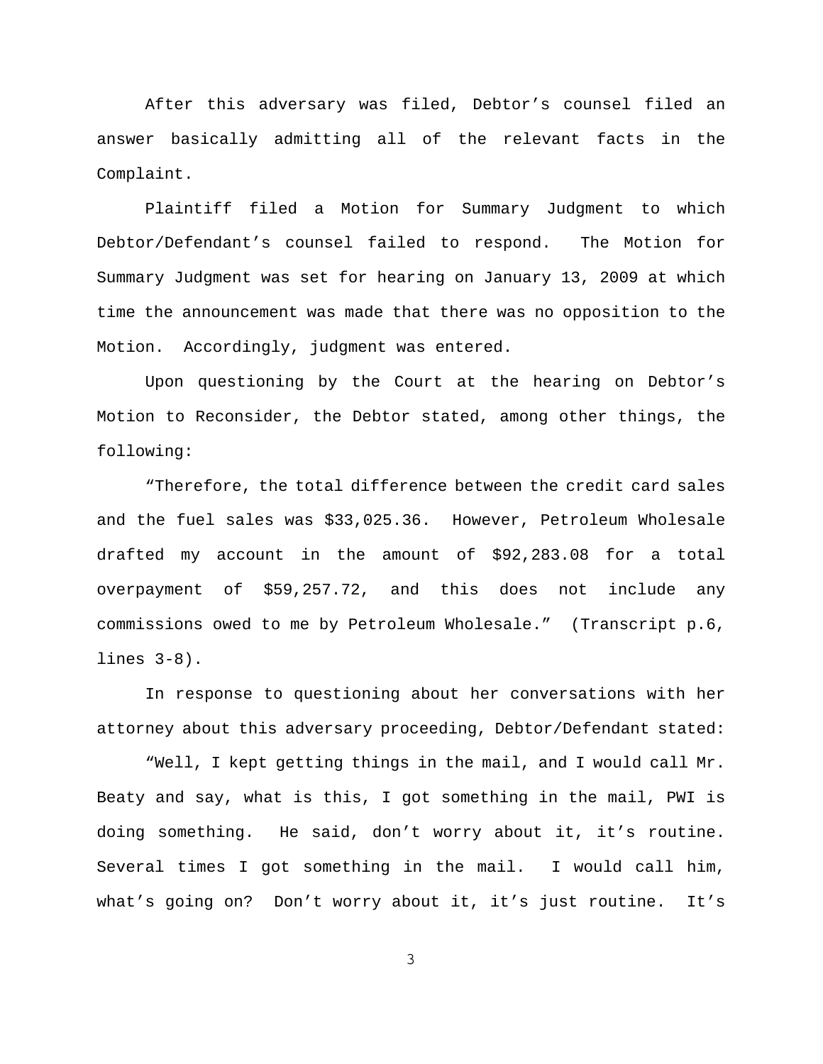After this adversary was filed, Debtor's counsel filed an answer basically admitting all of the relevant facts in the Complaint.

Plaintiff filed a Motion for Summary Judgment to which Debtor/Defendant's counsel failed to respond. The Motion for Summary Judgment was set for hearing on January 13, 2009 at which time the announcement was made that there was no opposition to the Motion. Accordingly, judgment was entered.

Upon questioning by the Court at the hearing on Debtor's Motion to Reconsider, the Debtor stated, among other things, the following:

"Therefore, the total difference between the credit card sales and the fuel sales was $33,025.36. However, Petroleum Wholesale drafted my account in the amount of $92,283.08 for a total overpayment of $59,257.72, and this does not include any commissions owed to me by Petroleum Wholesale." (Transcript p.6, lines 3-8).

In response to questioning about her conversations with her attorney about this adversary proceeding, Debtor/Defendant stated:

"Well, I kept getting things in the mail, and I would call Mr. Beaty and say, what is this, I got something in the mail, PWI is doing something. He said, don't worry about it, it's routine. Several times I got something in the mail. I would call him, what's going on? Don't worry about it, it's just routine. It's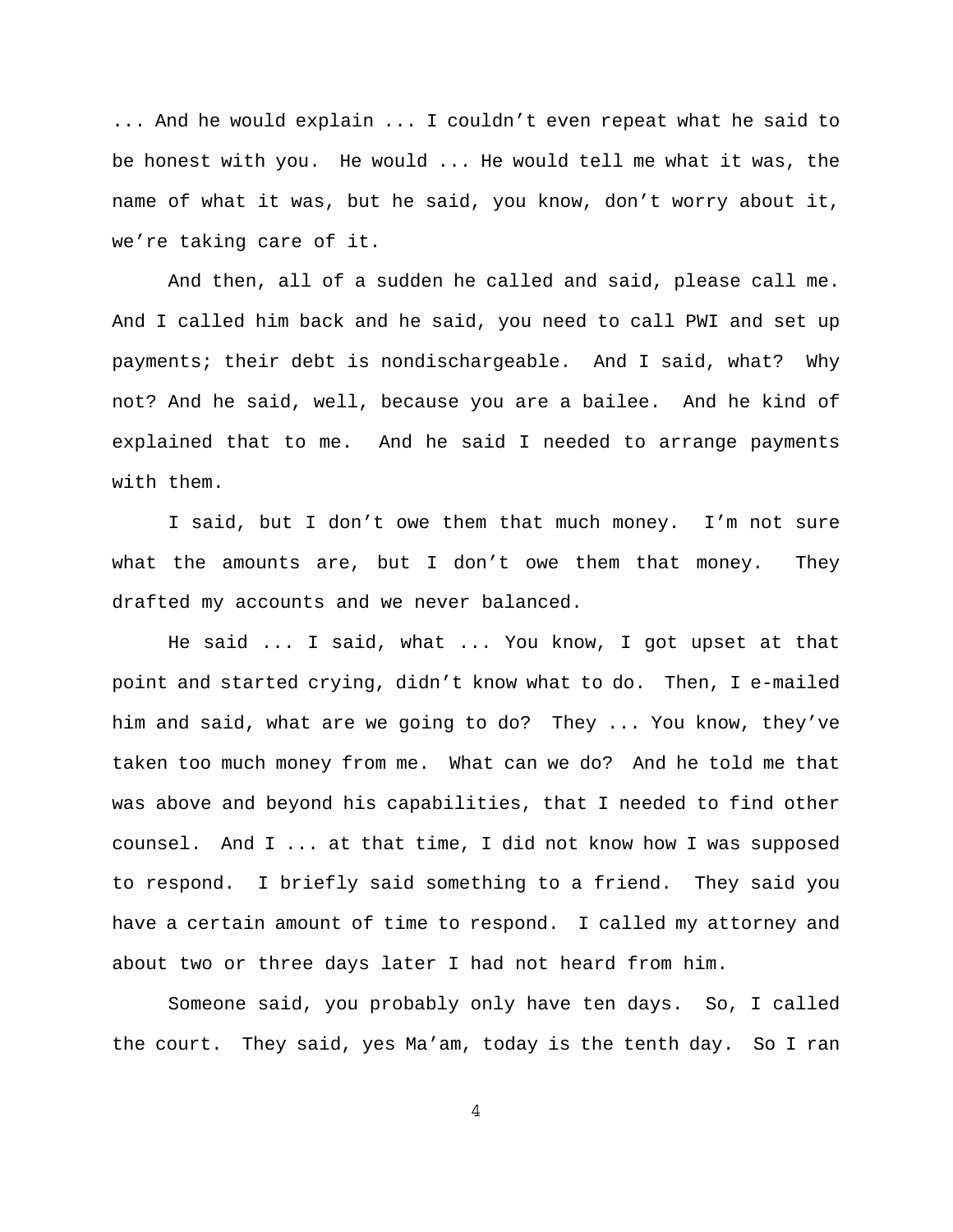... And he would explain ... I couldn't even repeat what he said to be honest with you. He would ... He would tell me what it was, the name of what it was, but he said, you know, don't worry about it, we're taking care of it.

And then, all of a sudden he called and said, please call me. And I called him back and he said, you need to call PWI and set up payments; their debt is nondischargeable. And I said, what? Why not? And he said, well, because you are a bailee. And he kind of explained that to me. And he said I needed to arrange payments with them.

I said, but I don't owe them that much money. I'm not sure what the amounts are, but I don't owe them that money. They drafted my accounts and we never balanced.

He said ... I said, what ... You know, I got upset at that point and started crying, didn't know what to do. Then, I e-mailed him and said, what are we going to do? They ... You know, they've taken too much money from me. What can we do? And he told me that was above and beyond his capabilities, that I needed to find other counsel. And I ... at that time, I did not know how I was supposed to respond. I briefly said something to a friend. They said you have a certain amount of time to respond. I called my attorney and about two or three days later I had not heard from him.

Someone said, you probably only have ten days. So, I called the court. They said, yes Ma'am, today is the tenth day. So I ran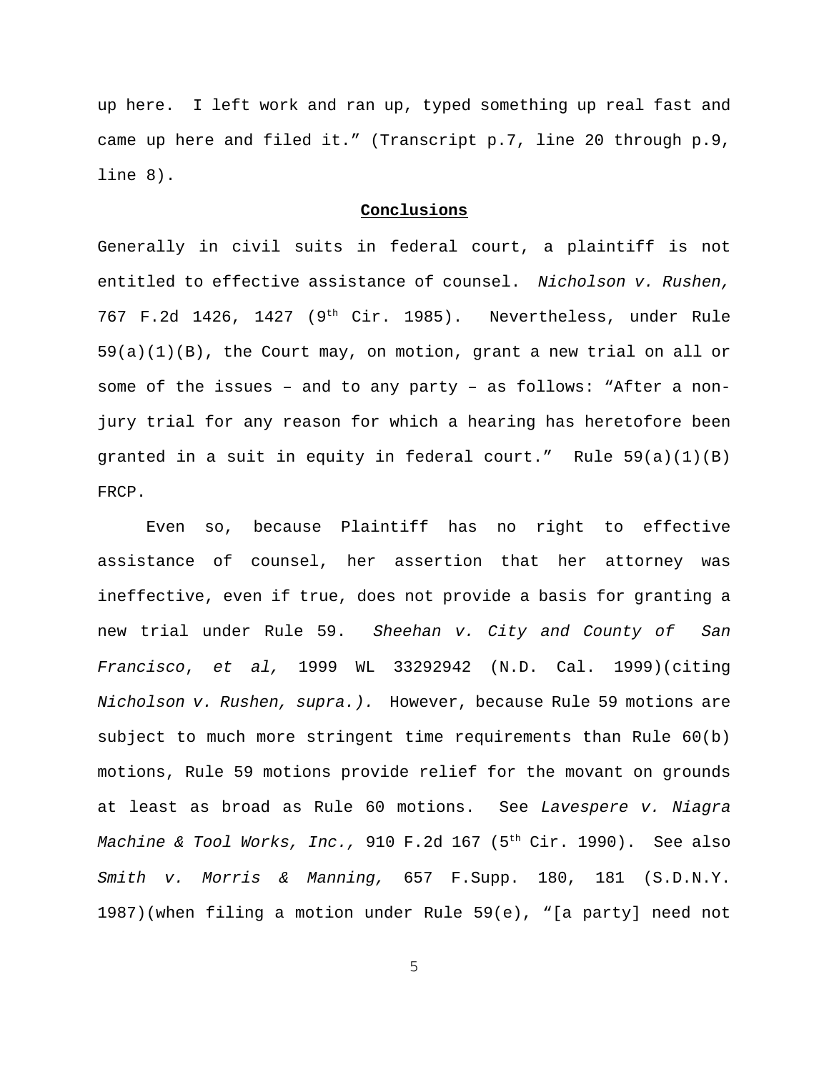up here. I left work and ran up, typed something up real fast and came up here and filed it." (Transcript p.7, line 20 through p.9, line 8).

**Conclusions**

Generally in civil suits in federal court, a plaintiff is not entitled to effective assistance of counsel. *Nicholson v. Rushen,* 767 F.2d 1426, 1427 (9th Cir. 1985). Nevertheless, under Rule 59(a)(1)(B), the Court may, on motion, grant a new trial on all or some of the issues – and to any party – as follows: "After a non-jury trial for any reason for which a hearing has heretofore been granted in a suit in equity in federal court." Rule 59(a)(1)(B) FRCP.

Even so, because Plaintiff has no right to effective assistance of counsel, her assertion that her attorney was ineffective, even if true, does not provide a basis for granting a new trial under Rule 59. *Sheehan v. City and County of San Francisco, et al,* 1999 WL 33292942 (N.D. Cal. 1999)(citing *Nicholson v. Rushen, supra.).* However, because Rule 59 motions are subject to much more stringent time requirements than Rule 60(b) motions, Rule 59 motions provide relief for the movant on grounds at least as broad as Rule 60 motions. See *Lavespere v. Niagra Machine & Tool Works, Inc.,* 910 F.2d 167 (5th Cir. 1990). See also *Smith v. Morris & Manning,* 657 F.Supp. 180, 181 (S.D.N.Y. 1987)(when filing a motion under Rule 59(e), "[a party] need not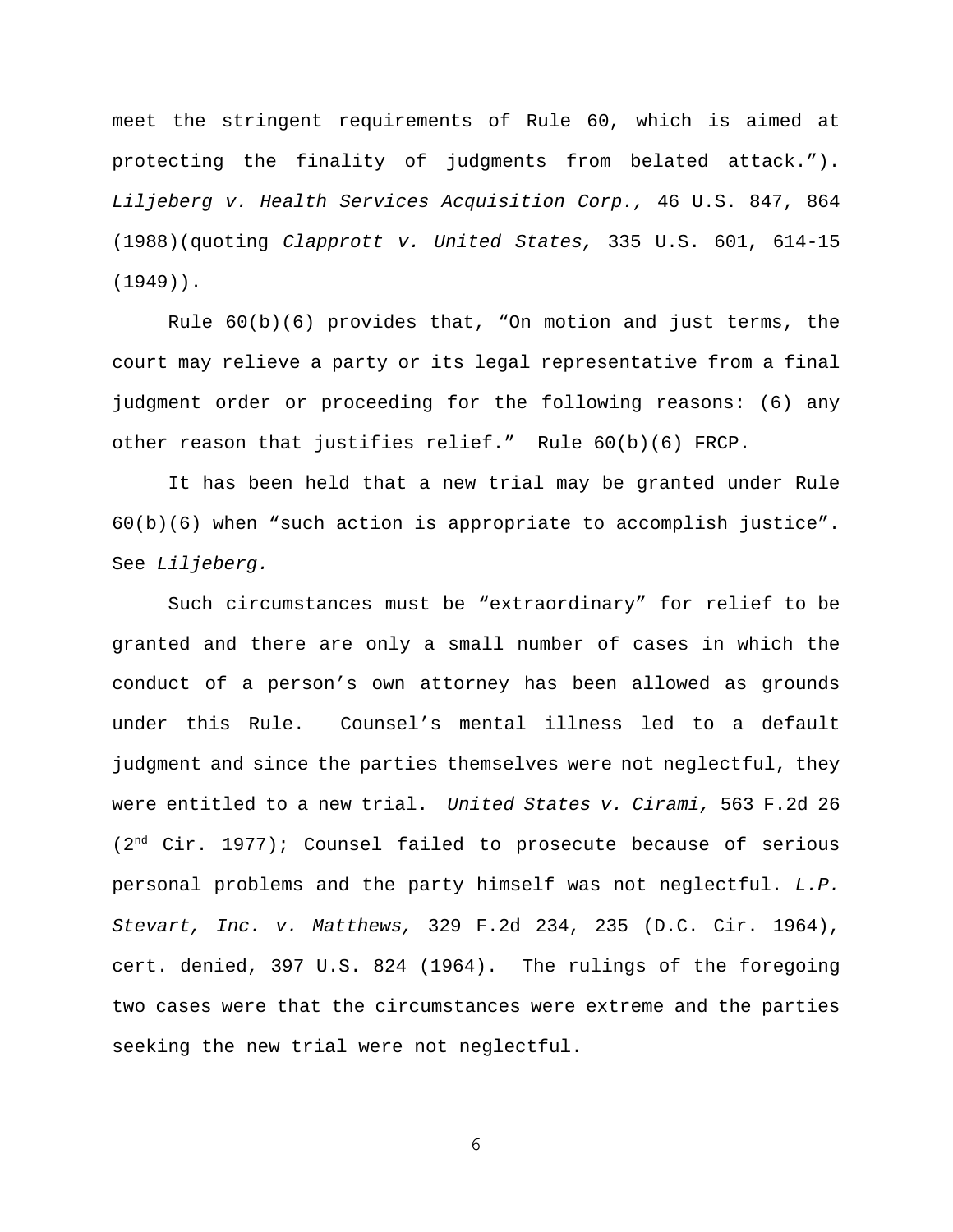meet the stringent requirements of Rule 60, which is aimed at protecting the finality of judgments from belated attack."). *Liljeberg v. Health Services Acquisition Corp.,* 46 U.S. 847, 864 (1988)(quoting *Clapprott v. United States,* 335 U.S. 601, 614-15 (1949)).

Rule 60(b)(6) provides that, "On motion and just terms, the court may relieve a party or its legal representative from a final judgment order or proceeding for the following reasons: (6) any other reason that justifies relief." Rule 60(b)(6) FRCP.

It has been held that a new trial may be granted under Rule 60(b)(6) when "such action is appropriate to accomplish justice". See *Liljeberg.*

Such circumstances must be "extraordinary" for relief to be granted and there are only a small number of cases in which the conduct of a person's own attorney has been allowed as grounds under this Rule. Counsel's mental illness led to a default judgment and since the parties themselves were not neglectful, they were entitled to a new trial. *United States v. Cirami,* 563 F.2d 26 (2nd Cir. 1977); Counsel failed to prosecute because of serious personal problems and the party himself was not neglectful. *L.P. Stevart, Inc. v. Matthews,* 329 F.2d 234, 235 (D.C. Cir. 1964), cert. denied, 397 U.S. 824 (1964). The rulings of the foregoing two cases were that the circumstances were extreme and the parties seeking the new trial were not neglectful.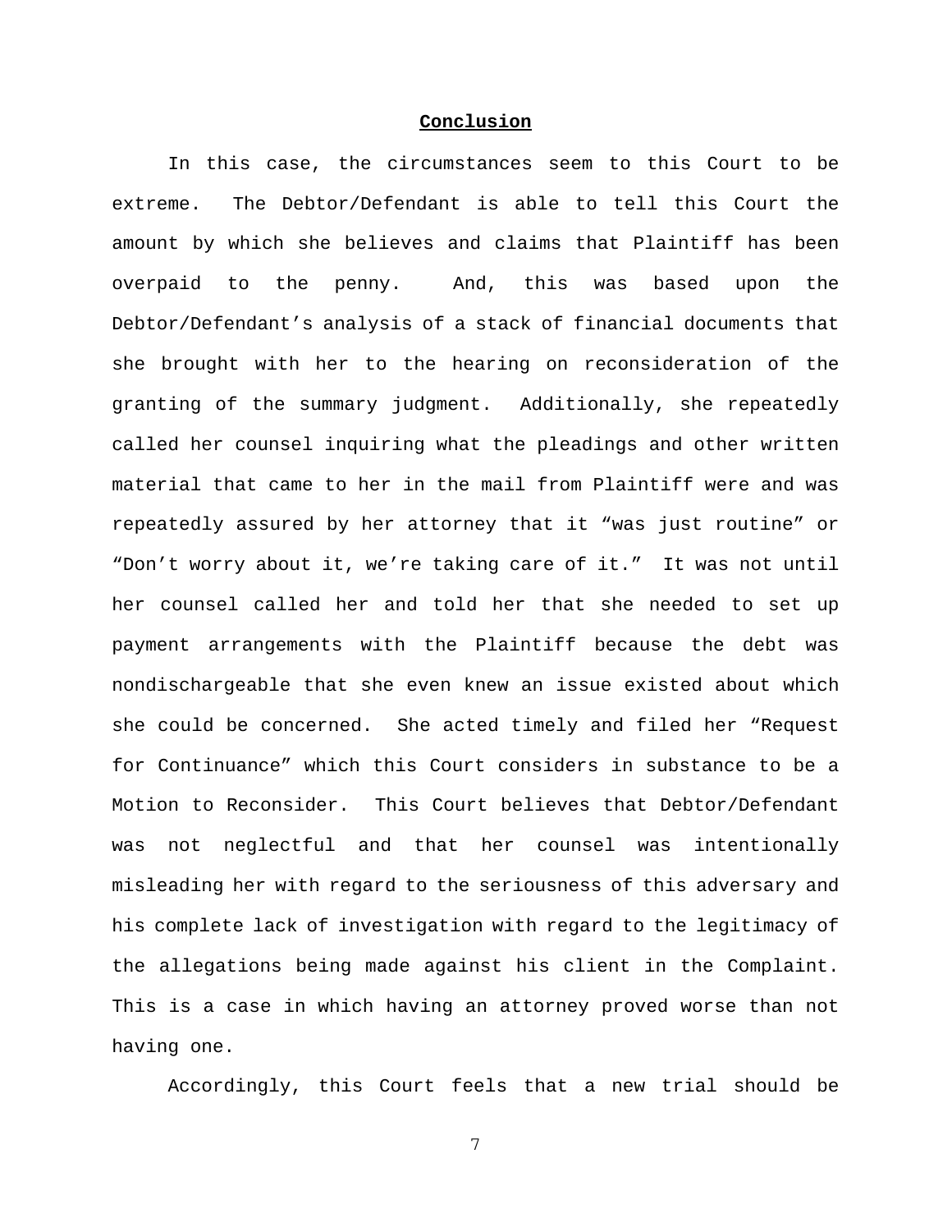**Conclusion**

In this case, the circumstances seem to this Court to be extreme. The Debtor/Defendant is able to tell this Court the amount by which she believes and claims that Plaintiff has been overpaid to the penny. And, this was based upon the Debtor/Defendant's analysis of a stack of financial documents that she brought with her to the hearing on reconsideration of the granting of the summary judgment. Additionally, she repeatedly called her counsel inquiring what the pleadings and other written material that came to her in the mail from Plaintiff were and was repeatedly assured by her attorney that it "was just routine" or "Don't worry about it, we're taking care of it." It was not until her counsel called her and told her that she needed to set up payment arrangements with the Plaintiff because the debt was nondischargeable that she even knew an issue existed about which she could be concerned. She acted timely and filed her "Request for Continuance" which this Court considers in substance to be a Motion to Reconsider. This Court believes that Debtor/Defendant was not neglectful and that her counsel was intentionally misleading her with regard to the seriousness of this adversary and his complete lack of investigation with regard to the legitimacy of the allegations being made against his client in the Complaint. This is a case in which having an attorney proved worse than not having one.

Accordingly, this Court feels that a new trial should be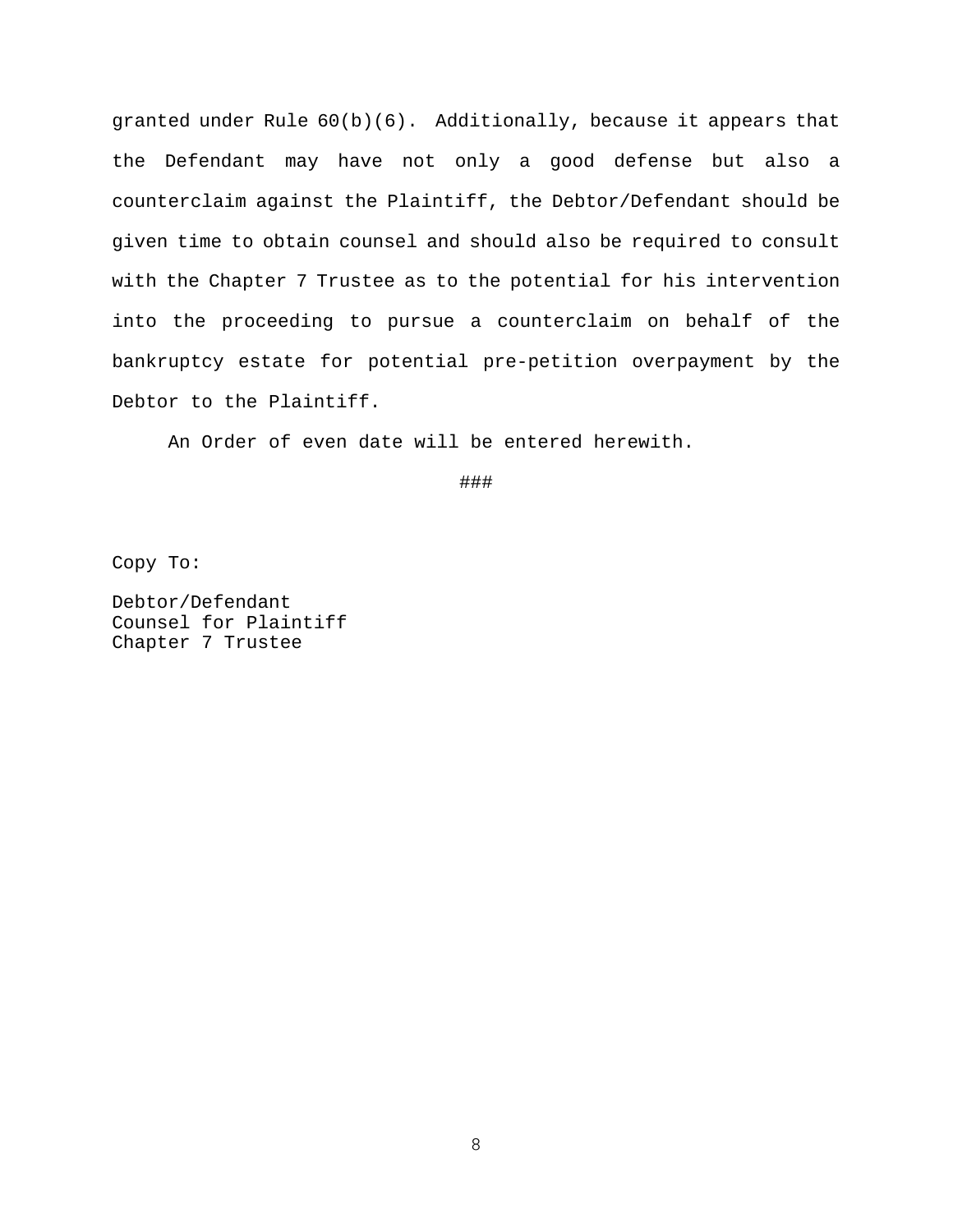granted under Rule 60(b)(6). Additionally, because it appears that the Defendant may have not only a good defense but also a counterclaim against the Plaintiff, the Debtor/Defendant should be given time to obtain counsel and should also be required to consult with the Chapter 7 Trustee as to the potential for his intervention into the proceeding to pursue a counterclaim on behalf of the bankruptcy estate for potential pre-petition overpayment by the Debtor to the Plaintiff.

An Order of even date will be entered herewith.

###

Copy To:

Debtor/Defendant
Counsel for Plaintiff
Chapter 7 Trustee